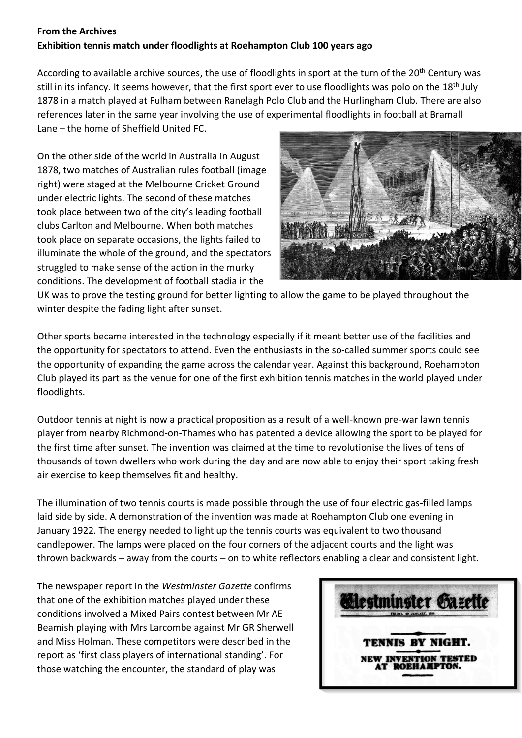**From the Archives**

**Exhibition tennis match under floodlights at Roehampton Club 100 years ago**

According to available archive sources, the use of floodlights in sport at the turn of the 20th Century was still in its infancy. It seems however, that the first sport ever to use floodlights was polo on the 18th July 1878 in a match played at Fulham between Ranelagh Polo Club and the Hurlingham Club. There are also references later in the same year involving the use of experimental floodlights in football at Bramall Lane – the home of Sheffield United FC.

On the other side of the world in Australia in August 1878, two matches of Australian rules football (image right) were staged at the Melbourne Cricket Ground under electric lights. The second of these matches took place between two of the city's leading football clubs Carlton and Melbourne. When both matches took place on separate occasions, the lights failed to illuminate the whole of the ground, and the spectators struggled to make sense of the action in the murky conditions. The development of football stadia in the UK was to prove the testing ground for better lighting to allow the game to be played throughout the winter despite the fading light after sunset.

Other sports became interested in the technology especially if it meant better use of the facilities and the opportunity for spectators to attend. Even the enthusiasts in the so-called summer sports could see the opportunity of expanding the game across the calendar year. Against this background, Roehampton Club played its part as the venue for one of the first exhibition tennis matches in the world played under floodlights.

Outdoor tennis at night is now a practical proposition as a result of a well-known pre-war lawn tennis player from nearby Richmond-on-Thames who has patented a device allowing the sport to be played for the first time after sunset. The invention was claimed at the time to revolutionise the lives of tens of thousands of town dwellers who work during the day and are now able to enjoy their sport taking fresh air exercise to keep themselves fit and healthy.

The illumination of two tennis courts is made possible through the use of four electric gas-filled lamps laid side by side. A demonstration of the invention was made at Roehampton Club one evening in January 1922. The energy needed to light up the tennis courts was equivalent to two thousand candlepower. The lamps were placed on the four corners of the adjacent courts and the light was thrown backwards – away from the courts – on to white reflectors enabling a clear and consistent light.

The newspaper report in the *Westminster Gazette* confirms that one of the exhibition matches played under these conditions involved a Mixed Pairs contest between Mr AE Beamish playing with Mrs Larcombe against Mr GR Sherwell and Miss Holman. These competitors were described in the report as 'first class players of international standing'. For those watching the encounter, the standard of play was

Westminster Gazette

FRIDAY, 20 JANUARY, 1922

TENNIS BY NIGHT.

NEW INVENTION TESTED AT ROEHAMPTON.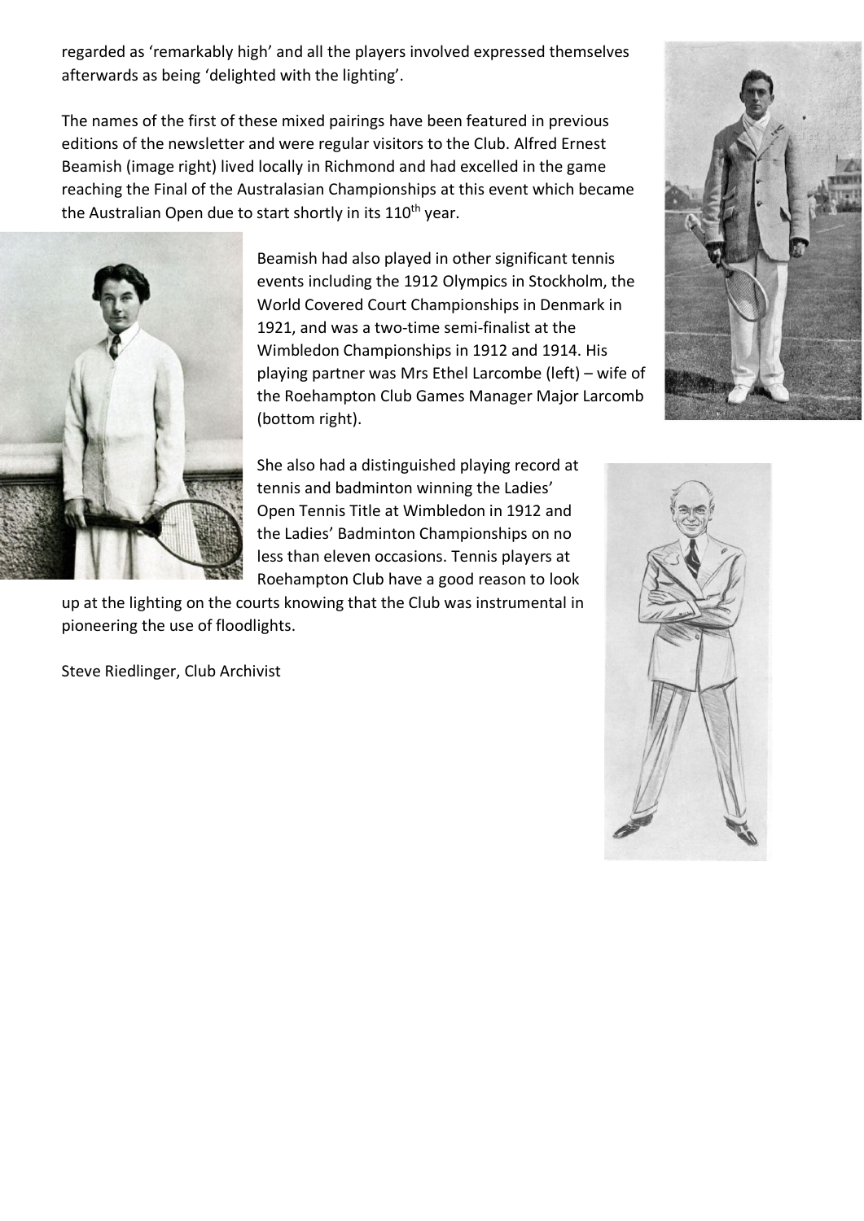regarded as 'remarkably high' and all the players involved expressed themselves afterwards as being 'delighted with the lighting'.

The names of the first of these mixed pairings have been featured in previous editions of the newsletter and were regular visitors to the Club. Alfred Ernest Beamish (image right) lived locally in Richmond and had excelled in the game reaching the Final of the Australasian Championships at this event which became the Australian Open due to start shortly in its 110th year.

Beamish had also played in other significant tennis events including the 1912 Olympics in Stockholm, the World Covered Court Championships in Denmark in 1921, and was a two-time semi-finalist at the Wimbledon Championships in 1912 and 1914. His playing partner was Mrs Ethel Larcombe (left) – wife of the Roehampton Club Games Manager Major Larcomb (bottom right).

She also had a distinguished playing record at tennis and badminton winning the Ladies' Open Tennis Title at Wimbledon in 1912 and the Ladies' Badminton Championships on no less than eleven occasions. Tennis players at Roehampton Club have a good reason to look up at the lighting on the courts knowing that the Club was instrumental in pioneering the use of floodlights.

Steve Riedlinger, Club Archivist